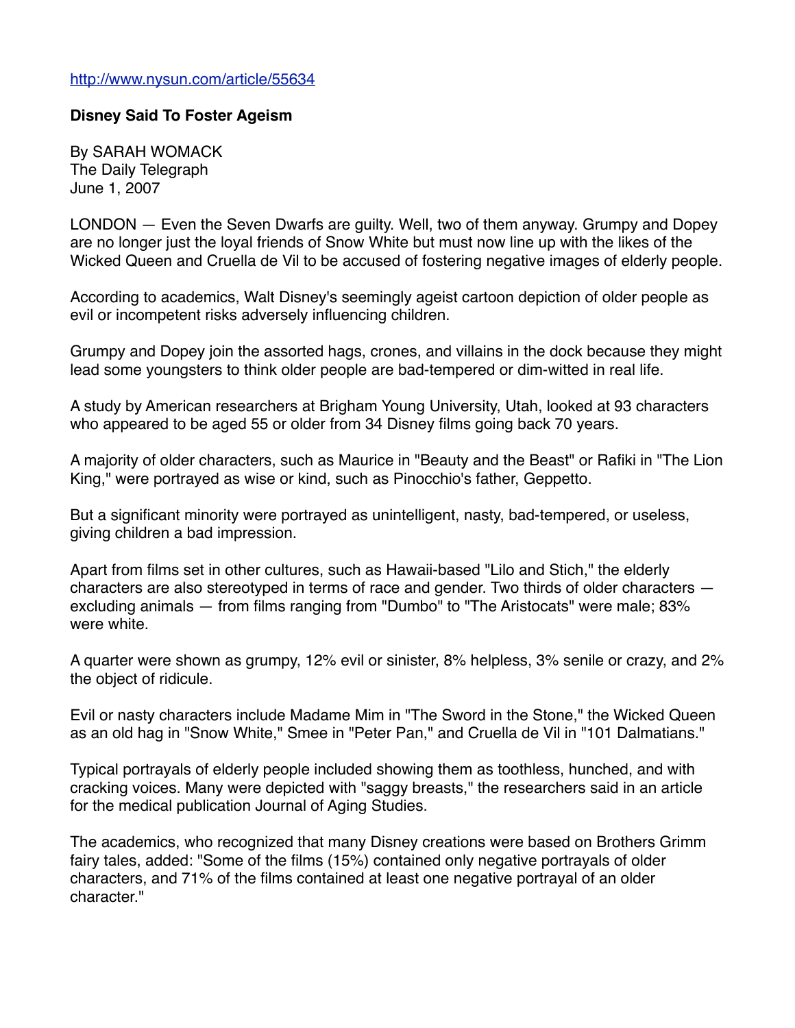http://www.nysun.com/article/55634

**Disney Said To Foster Ageism**

By SARAH WOMACK
The Daily Telegraph
June 1, 2007

LONDON — Even the Seven Dwarfs are guilty. Well, two of them anyway. Grumpy and Dopey are no longer just the loyal friends of Snow White but must now line up with the likes of the Wicked Queen and Cruella de Vil to be accused of fostering negative images of elderly people.

According to academics, Walt Disney's seemingly ageist cartoon depiction of older people as evil or incompetent risks adversely influencing children.

Grumpy and Dopey join the assorted hags, crones, and villains in the dock because they might lead some youngsters to think older people are bad-tempered or dim-witted in real life.

A study by American researchers at Brigham Young University, Utah, looked at 93 characters who appeared to be aged 55 or older from 34 Disney films going back 70 years.

A majority of older characters, such as Maurice in "Beauty and the Beast" or Rafiki in "The Lion King," were portrayed as wise or kind, such as Pinocchio's father, Geppetto.

But a significant minority were portrayed as unintelligent, nasty, bad-tempered, or useless, giving children a bad impression.

Apart from films set in other cultures, such as Hawaii-based "Lilo and Stich," the elderly characters are also stereotyped in terms of race and gender. Two thirds of older characters — excluding animals — from films ranging from "Dumbo" to "The Aristocats" were male; 83% were white.

A quarter were shown as grumpy, 12% evil or sinister, 8% helpless, 3% senile or crazy, and 2% the object of ridicule.

Evil or nasty characters include Madame Mim in "The Sword in the Stone," the Wicked Queen as an old hag in "Snow White," Smee in "Peter Pan," and Cruella de Vil in "101 Dalmatians."

Typical portrayals of elderly people included showing them as toothless, hunched, and with cracking voices. Many were depicted with "saggy breasts," the researchers said in an article for the medical publication Journal of Aging Studies.

The academics, who recognized that many Disney creations were based on Brothers Grimm fairy tales, added: "Some of the films (15%) contained only negative portrayals of older characters, and 71% of the films contained at least one negative portrayal of an older character."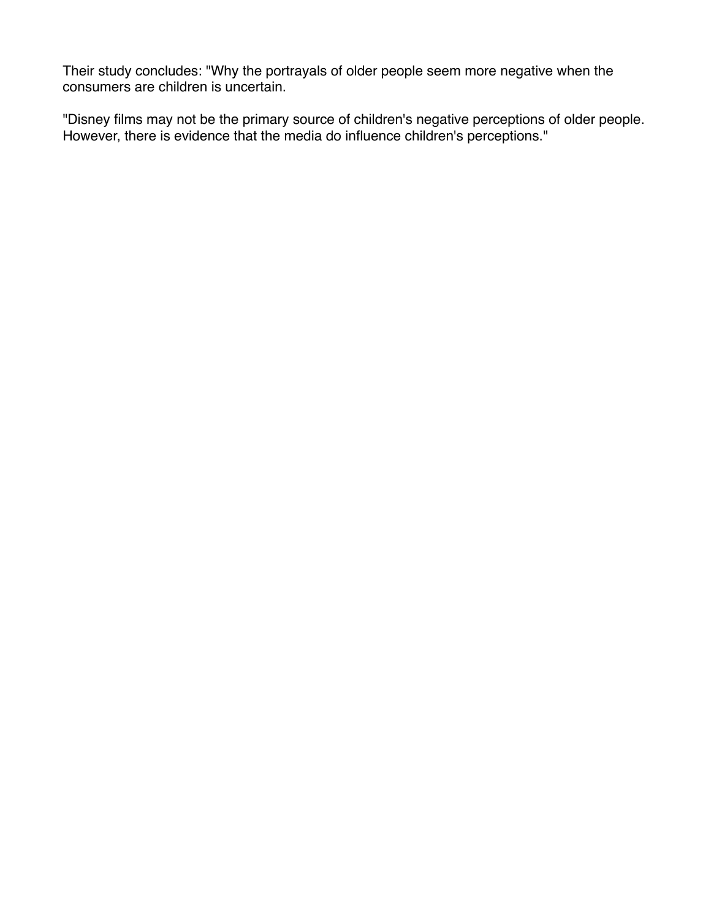Their study concludes: "Why the portrayals of older people seem more negative when the consumers are children is uncertain.

"Disney films may not be the primary source of children's negative perceptions of older people. However, there is evidence that the media do influence children's perceptions."